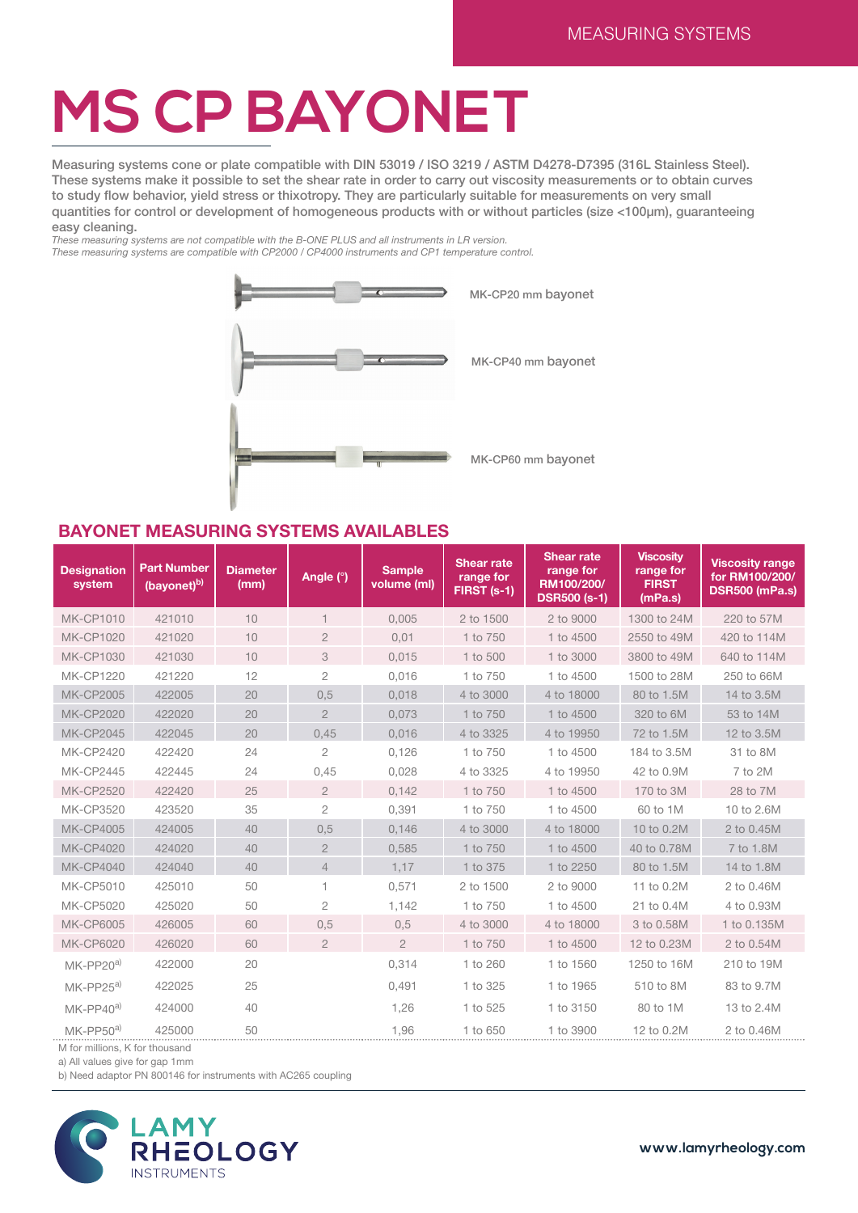MEASURING SYSTEMS

# MS CP BAYONET

Measuring systems cone or plate compatible with DIN 53019 / ISO 3219 / ASTM D4278-D7395 (316L Stainless Steel). These systems make it possible to set the shear rate in order to carry out viscosity measurements or to obtain curves to study flow behavior, yield stress or thixotropy. They are particularly suitable for measurements on very small quantities for control or development of homogeneous products with or without particles (size <100µm), guaranteeing easy cleaning.

*These measuring systems are not compatible with the B-ONE PLUS and all instruments in LR version.*
*These measuring systems are compatible with CP2000 / CP4000 instruments and CP1 temperature control.*

MK-CP20 mm bayonet

MK-CP40 mm bayonet

MK-CP60 mm bayonet

## BAYONET MEASURING SYSTEMS AVAILABLES

| Designation system | Part Number (bayonet)[b] | Diameter (mm) | Angle (°) | Sample volume (ml) | Shear rate range for FIRST (s-1) | Shear rate range for RM100/200/ DSR500 (s-1) | Viscosity range for FIRST (mPa.s) | Viscosity range for RM100/200/ DSR500 (mPa.s) |
|---|---|---|---|---|---|---|---|---|
| MK-CP1010 | 421010 | 10 | 1 | 0,005 | 2 to 1500 | 2 to 9000 | 1300 to 24M | 220 to 57M |
| MK-CP1020 | 421020 | 10 | 2 | 0,01 | 1 to 750 | 1 to 4500 | 2550 to 49M | 420 to 114M |
| MK-CP1030 | 421030 | 10 | 3 | 0,015 | 1 to 500 | 1 to 3000 | 3800 to 49M | 640 to 114M |
| MK-CP1220 | 421220 | 12 | 2 | 0,016 | 1 to 750 | 1 to 4500 | 1500 to 28M | 250 to 66M |
| MK-CP2005 | 422005 | 20 | 0,5 | 0,018 | 4 to 3000 | 4 to 18000 | 80 to 1.5M | 14 to 3.5M |
| MK-CP2020 | 422020 | 20 | 2 | 0,073 | 1 to 750 | 1 to 4500 | 320 to 6M | 53 to 14M |
| MK-CP2045 | 422045 | 20 | 0,45 | 0,016 | 4 to 3325 | 4 to 19950 | 72 to 1.5M | 12 to 3.5M |
| MK-CP2420 | 422420 | 24 | 2 | 0,126 | 1 to 750 | 1 to 4500 | 184 to 3.5M | 31 to 8M |
| MK-CP2445 | 422445 | 24 | 0,45 | 0,028 | 4 to 3325 | 4 to 19950 | 42 to 0.9M | 7 to 2M |
| MK-CP2520 | 422420 | 25 | 2 | 0,142 | 1 to 750 | 1 to 4500 | 170 to 3M | 28 to 7M |
| MK-CP3520 | 423520 | 35 | 2 | 0,391 | 1 to 750 | 1 to 4500 | 60 to 1M | 10 to 2.6M |
| MK-CP4005 | 424005 | 40 | 0,5 | 0,146 | 4 to 3000 | 4 to 18000 | 10 to 0.2M | 2 to 0.45M |
| MK-CP4020 | 424020 | 40 | 2 | 0,585 | 1 to 750 | 1 to 4500 | 40 to 0.78M | 7 to 1.8M |
| MK-CP4040 | 424040 | 40 | 4 | 1,17 | 1 to 375 | 1 to 2250 | 80 to 1.5M | 14 to 1.8M |
| MK-CP5010 | 425010 | 50 | 1 | 0,571 | 2 to 1500 | 2 to 9000 | 11 to 0.2M | 2 to 0.46M |
| MK-CP5020 | 425020 | 50 | 2 | 1,142 | 1 to 750 | 1 to 4500 | 21 to 0.4M | 4 to 0.93M |
| MK-CP6005 | 426005 | 60 | 0,5 | 0,5 | 4 to 3000 | 4 to 18000 | 3 to 0.58M | 1 to 0.135M |
| MK-CP6020 | 426020 | 60 | 2 | 2 | 1 to 750 | 1 to 4500 | 12 to 0.23M | 2 to 0.54M |
| MK-PP20[a] | 422000 | 20 | | 0,314 | 1 to 260 | 1 to 1560 | 1250 to 16M | 210 to 19M |
| MK-PP25[a] | 422025 | 25 | | 0,491 | 1 to 325 | 1 to 1965 | 510 to 8M | 83 to 9.7M |
| MK-PP40[a] | 424000 | 40 | | 1,26 | 1 to 525 | 1 to 3150 | 80 to 1M | 13 to 2.4M |
| MK-PP50[a] | 425000 | 50 | | 1,96 | 1 to 650 | 1 to 3900 | 12 to 0.2M | 2 to 0.46M |

M for millions, K for thousand

a) All values give for gap 1mm

b) Need adaptor PN 800146 for instruments with AC265 coupling

LAMY RHEOLOGY INSTRUMENTS

www.lamyrheology.com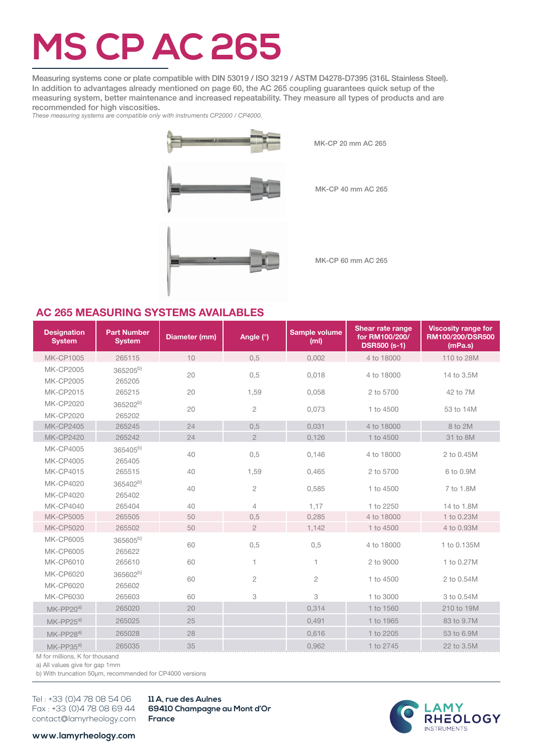# MS CP AC 265

Measuring systems cone or plate compatible with DIN 53019 / ISO 3219 / ASTM D4278-D7395 (316L Stainless Steel). In addition to advantages already mentioned on page 60, the AC 265 coupling guarantees quick setup of the measuring system, better maintenance and increased repeatability. They measure all types of products and are recommended for high viscosities.

*These measuring systems are compatible only with instruments CP2000 / CP4000.*

MK-CP 20 mm AC 265

MK-CP 40 mm AC 265

MK-CP 60 mm AC 265

## AC 265 MEASURING SYSTEMS AVAILABLES

| Designation System | Part Number System | Diameter (mm) | Angle (°) | Sample volume (ml) | Shear rate range for RM100/200/ DSR500 (s-1) | Viscosity range for RM100/200/DSR500 (mPa.s) |
|---|---|---|---|---|---|---|
| MK-CP1005 | 265115 | 10 | 0,5 | 0,002 | 4 to 18000 | 110 to 28M |
| MK-CP2005<br>MK-CP2005 | 365205[b)]<br>265205 | 20 | 0,5 | 0,018 | 4 to 18000 | 14 to 3.5M |
| MK-CP2015 | 265215 | 20 | 1,59 | 0,058 | 2 to 5700 | 42 to 7M |
| MK-CP2020<br>MK-CP2020 | 365202[b)]<br>265202 | 20 | 2 | 0,073 | 1 to 4500 | 53 to 14M |
| MK-CP2405 | 265245 | 24 | 0,5 | 0,031 | 4 to 18000 | 8 to 2M |
| MK-CP2420 | 265242 | 24 | 2 | 0,126 | 1 to 4500 | 31 to 8M |
| MK-CP4005<br>MK-CP4005 | 365405[b)]<br>265405 | 40 | 0,5 | 0,146 | 4 to 18000 | 2 to 0.45M |
| MK-CP4015 | 265515 | 40 | 1,59 | 0,465 | 2 to 5700 | 6 to 0.9M |
| MK-CP4020<br>MK-CP4020 | 365402[b)]<br>265402 | 40 | 2 | 0,585 | 1 to 4500 | 7 to 1.8M |
| MK-CP4040 | 265404 | 40 | 4 | 1,17 | 1 to 2250 | 14 to 1.8M |
| MK-CP5005 | 265505 | 50 | 0,5 | 0,285 | 4 to 18000 | 1 to 0.23M |
| MK-CP5020 | 265502 | 50 | 2 | 1,142 | 1 to 4500 | 4 to 0.93M |
| MK-CP6005<br>MK-CP6005 | 365605[b)]<br>265622 | 60 | 0,5 | 0,5 | 4 to 18000 | 1 to 0.135M |
| MK-CP6010 | 265610 | 60 | 1 | 1 | 2 to 9000 | 1 to 0.27M |
| MK-CP6020<br>MK-CP6020 | 365602[b)]<br>265602 | 60 | 2 | 2 | 1 to 4500 | 2 to 0.54M |
| MK-CP6030 | 265603 | 60 | 3 | 3 | 1 to 3000 | 3 to 0.54M |
| MK-PP20[a)] | 265020 | 20 | | 0,314 | 1 to 1560 | 210 to 19M |
| MK-PP25[a)] | 265025 | 25 | | 0,491 | 1 to 1965 | 83 to 9.7M |
| MK-PP28[a)] | 265028 | 28 | | 0,616 | 1 to 2205 | 53 to 6.9M |
| MK-PP35[a)] | 265035 | 35 | | 0,962 | 1 to 2745 | 22 to 3.5M |

M for millions, K for thousand

a) All values give for gap 1mm

b) With truncation 50µm, recommended for CP4000 versions

Tel : +33 (0)4 78 08 54 06
Fax : +33 (0)4 78 08 69 44
contact@lamyrheology.com

**11 A, rue des Aulnes**
**69410 Champagne au Mont d'Or**
**France**

LAMY RHEOLOGY INSTRUMENTS

**www.lamyrheology.com**